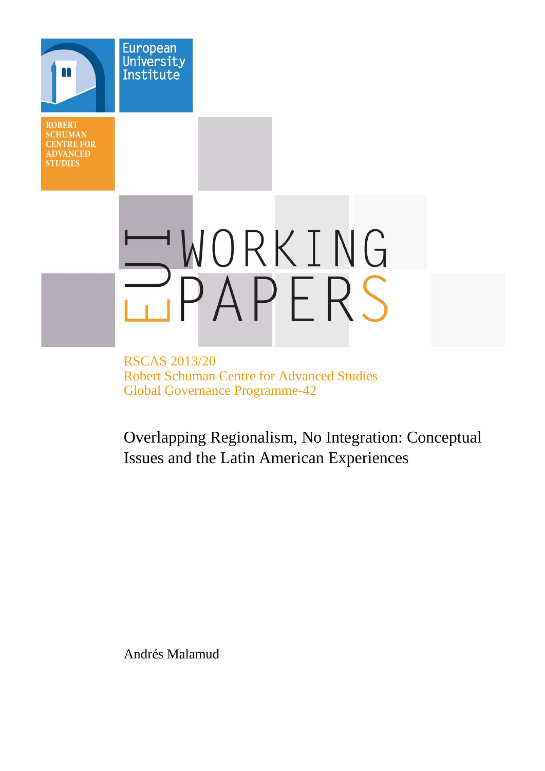European University Institute

ROBERT SCHUMAN CENTRE FOR ADVANCED STUDIES

EUI WORKING PAPERS

RSCAS 2013/20
Robert Schuman Centre for Advanced Studies
Global Governance Programme-42

# Overlapping Regionalism, No Integration: Conceptual Issues and the Latin American Experiences

Andrés Malamud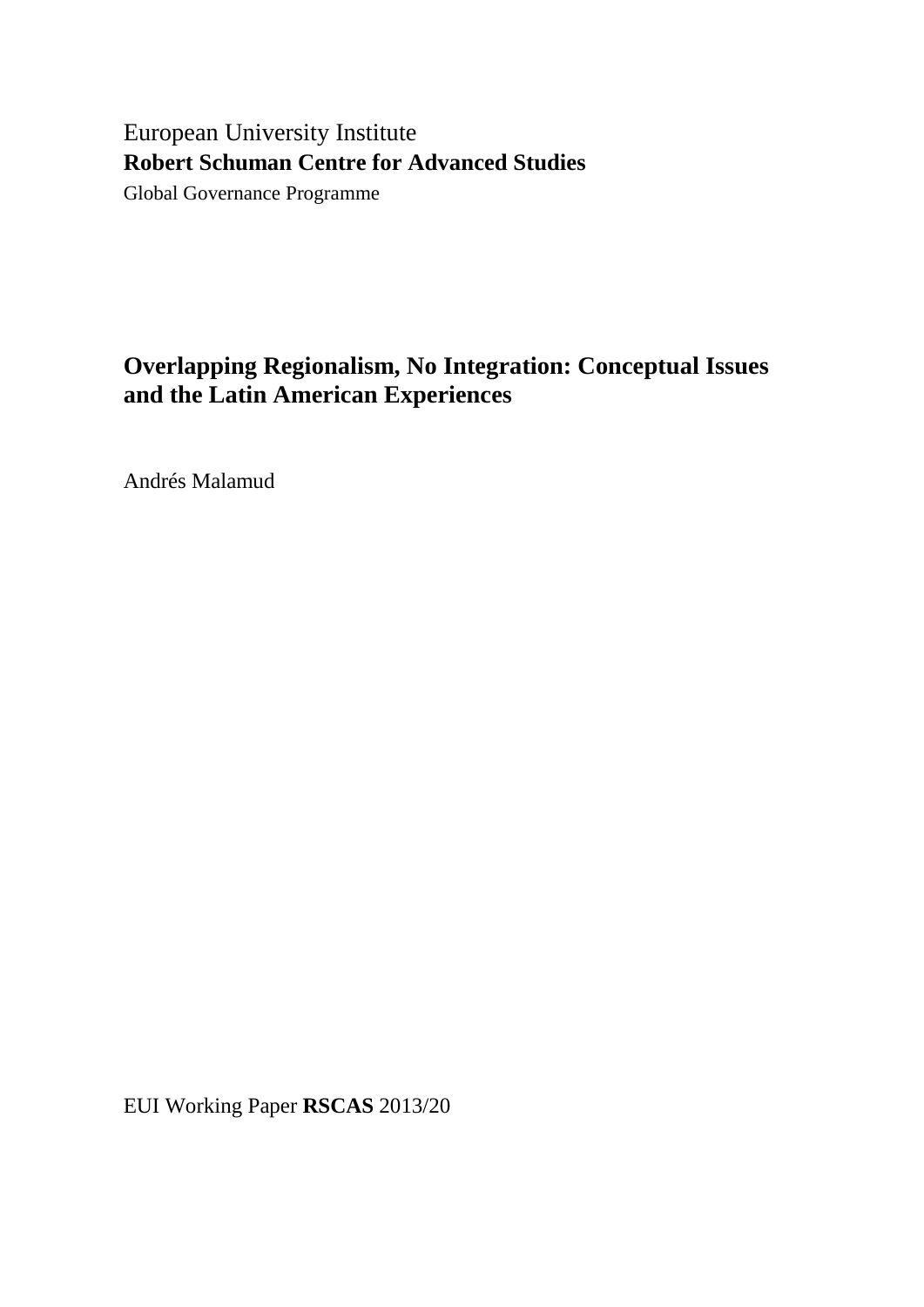European University Institute

**Robert Schuman Centre for Advanced Studies**

Global Governance Programme

# Overlapping Regionalism, No Integration: Conceptual Issues and the Latin American Experiences

Andrés Malamud

EUI Working Paper **RSCAS** 2013/20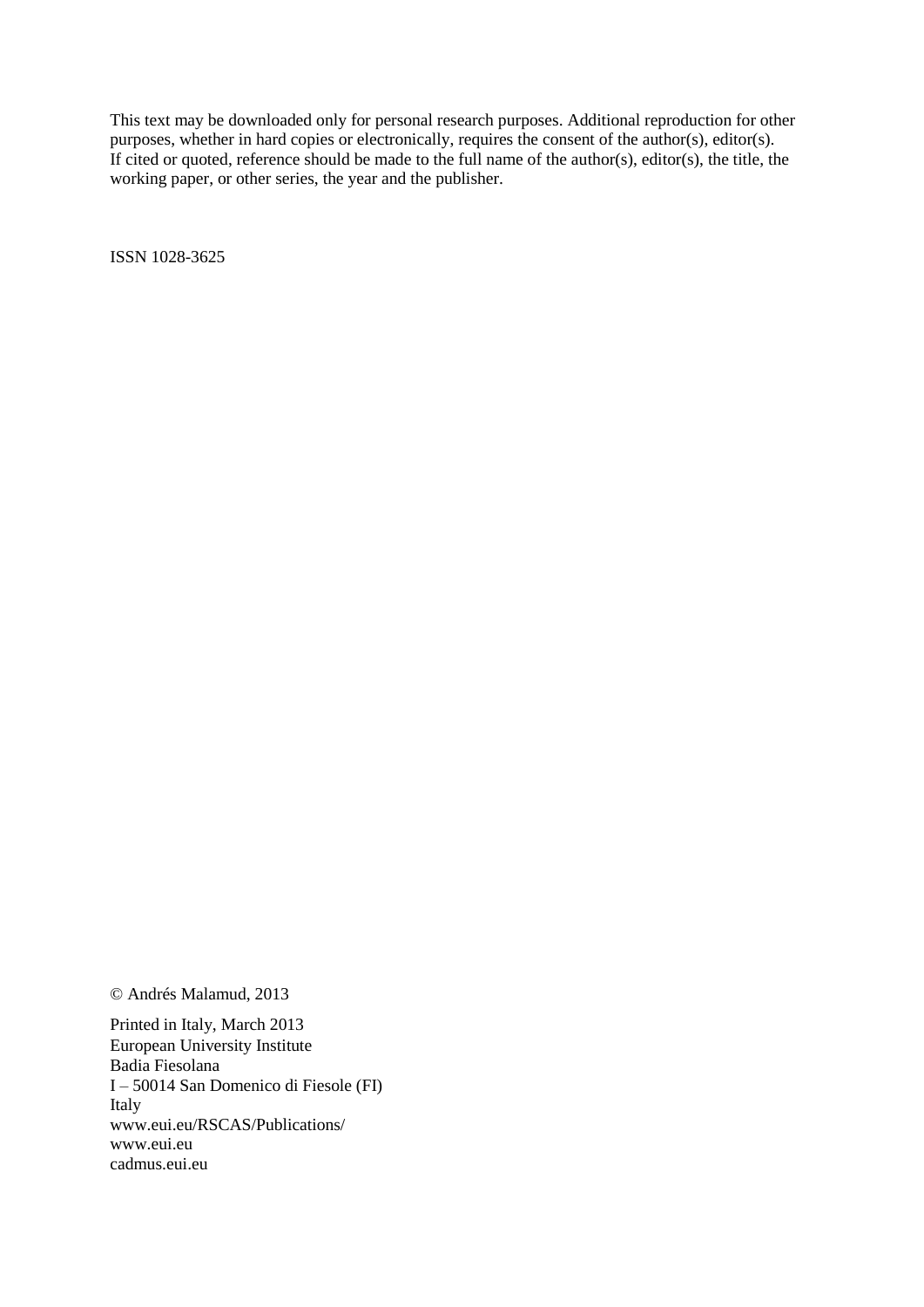This text may be downloaded only for personal research purposes. Additional reproduction for other purposes, whether in hard copies or electronically, requires the consent of the author(s), editor(s). If cited or quoted, reference should be made to the full name of the author(s), editor(s), the title, the working paper, or other series, the year and the publisher.

ISSN 1028-3625

© Andrés Malamud, 2013

Printed in Italy, March 2013
European University Institute
Badia Fiesolana
I – 50014 San Domenico di Fiesole (FI)
Italy
www.eui.eu/RSCAS/Publications/
www.eui.eu
cadmus.eui.eu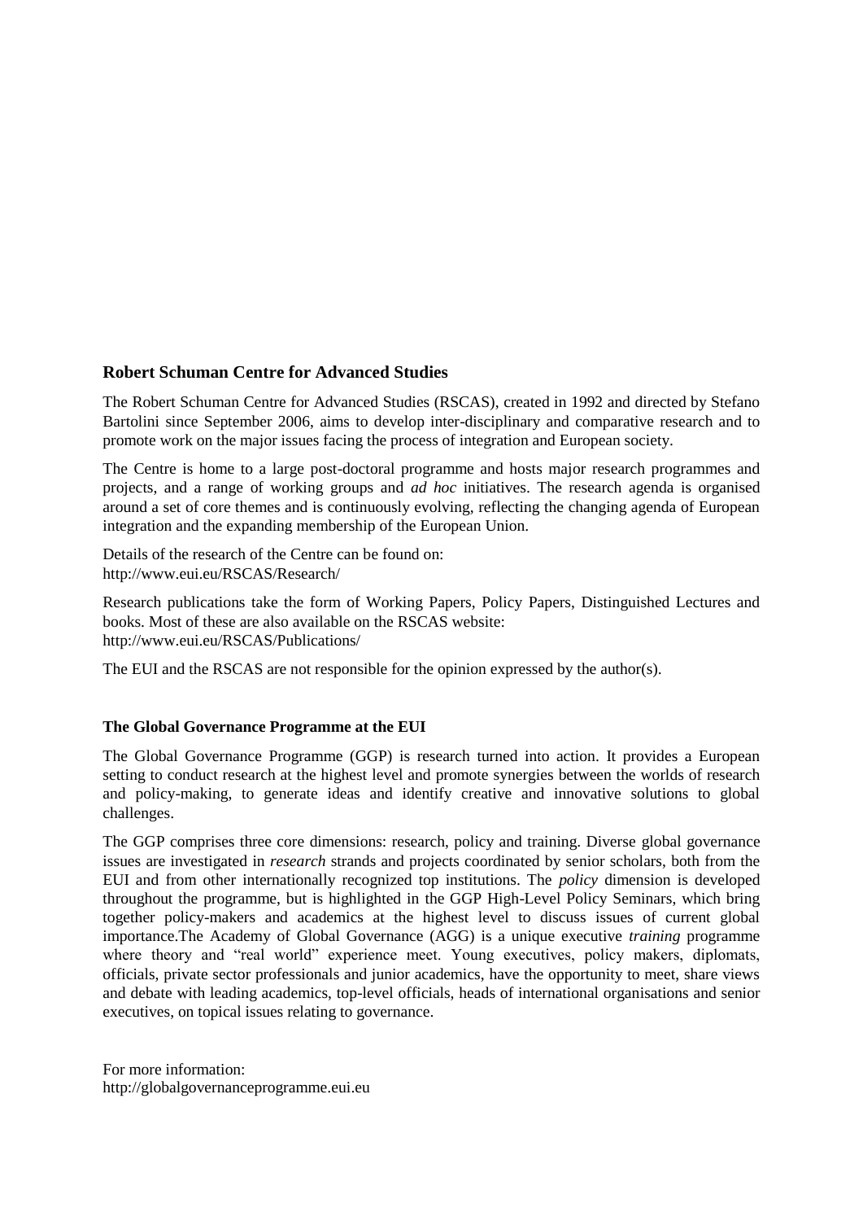## Robert Schuman Centre for Advanced Studies

The Robert Schuman Centre for Advanced Studies (RSCAS), created in 1992 and directed by Stefano Bartolini since September 2006, aims to develop inter-disciplinary and comparative research and to promote work on the major issues facing the process of integration and European society.

The Centre is home to a large post-doctoral programme and hosts major research programmes and projects, and a range of working groups and *ad hoc* initiatives. The research agenda is organised around a set of core themes and is continuously evolving, reflecting the changing agenda of European integration and the expanding membership of the European Union.

Details of the research of the Centre can be found on:
http://www.eui.eu/RSCAS/Research/

Research publications take the form of Working Papers, Policy Papers, Distinguished Lectures and books. Most of these are also available on the RSCAS website:
http://www.eui.eu/RSCAS/Publications/

The EUI and the RSCAS are not responsible for the opinion expressed by the author(s).

### The Global Governance Programme at the EUI

The Global Governance Programme (GGP) is research turned into action. It provides a European setting to conduct research at the highest level and promote synergies between the worlds of research and policy-making, to generate ideas and identify creative and innovative solutions to global challenges.

The GGP comprises three core dimensions: research, policy and training. Diverse global governance issues are investigated in *research* strands and projects coordinated by senior scholars, both from the EUI and from other internationally recognized top institutions. The *policy* dimension is developed throughout the programme, but is highlighted in the GGP High-Level Policy Seminars, which bring together policy-makers and academics at the highest level to discuss issues of current global importance.The Academy of Global Governance (AGG) is a unique executive *training* programme where theory and "real world" experience meet. Young executives, policy makers, diplomats, officials, private sector professionals and junior academics, have the opportunity to meet, share views and debate with leading academics, top-level officials, heads of international organisations and senior executives, on topical issues relating to governance.

For more information:
http://globalgovernanceprogramme.eui.eu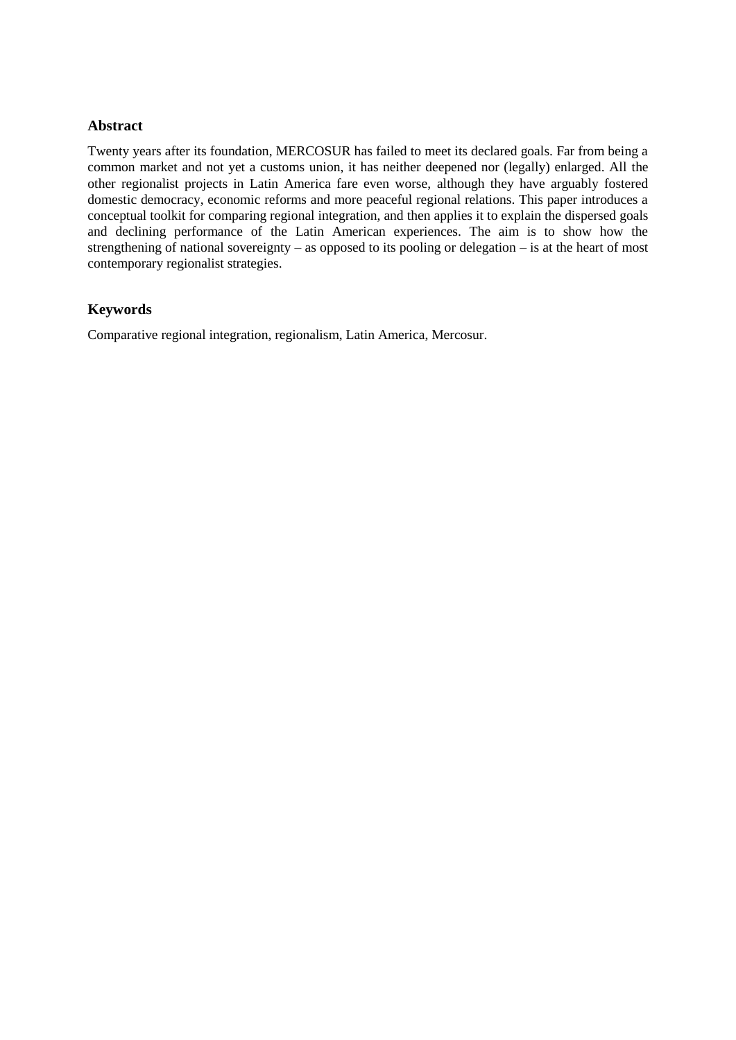## Abstract

Twenty years after its foundation, MERCOSUR has failed to meet its declared goals. Far from being a common market and not yet a customs union, it has neither deepened nor (legally) enlarged. All the other regionalist projects in Latin America fare even worse, although they have arguably fostered domestic democracy, economic reforms and more peaceful regional relations. This paper introduces a conceptual toolkit for comparing regional integration, and then applies it to explain the dispersed goals and declining performance of the Latin American experiences. The aim is to show how the strengthening of national sovereignty – as opposed to its pooling or delegation – is at the heart of most contemporary regionalist strategies.

## Keywords

Comparative regional integration, regionalism, Latin America, Mercosur.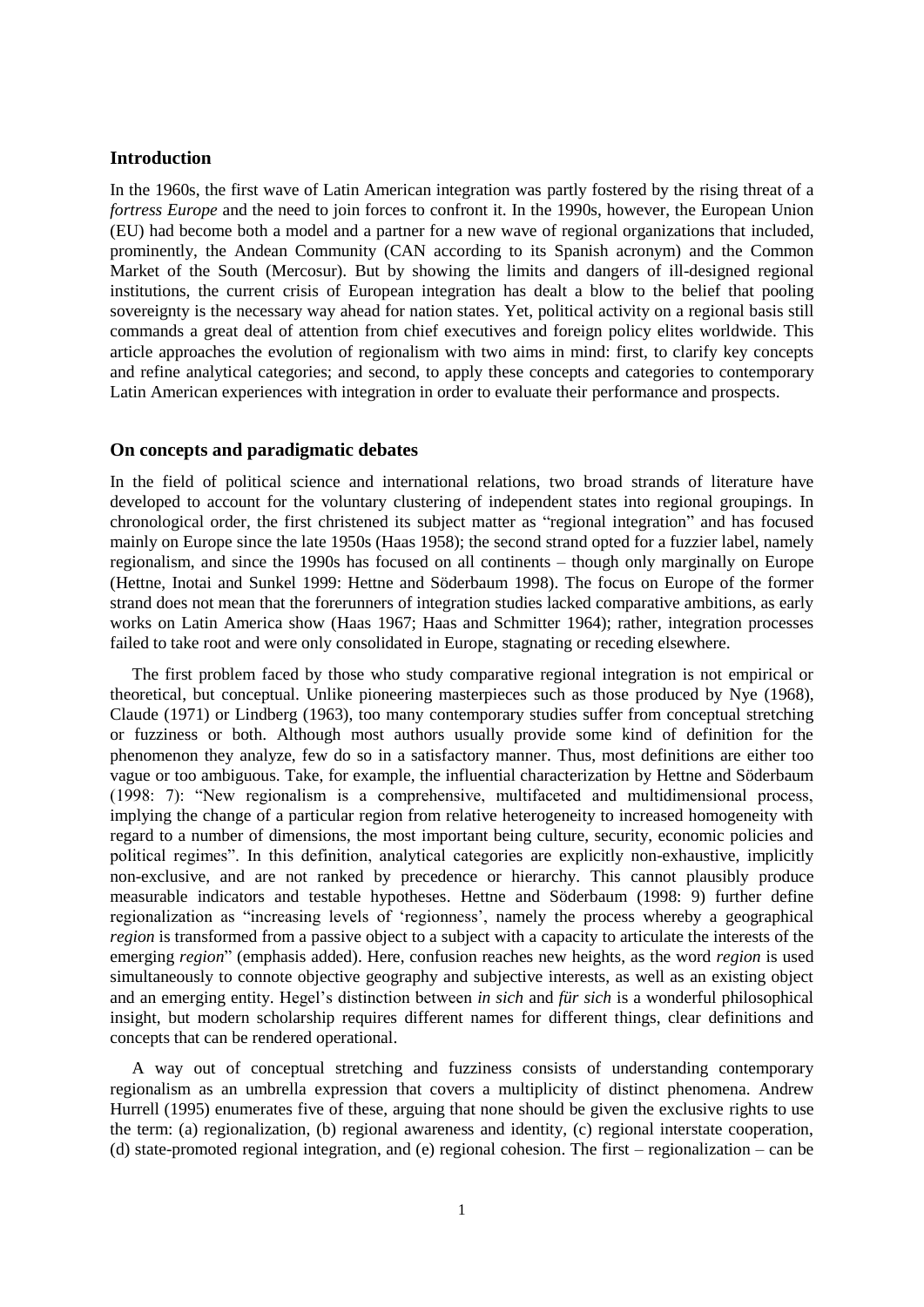## Introduction

In the 1960s, the first wave of Latin American integration was partly fostered by the rising threat of a *fortress Europe* and the need to join forces to confront it. In the 1990s, however, the European Union (EU) had become both a model and a partner for a new wave of regional organizations that included, prominently, the Andean Community (CAN according to its Spanish acronym) and the Common Market of the South (Mercosur). But by showing the limits and dangers of ill-designed regional institutions, the current crisis of European integration has dealt a blow to the belief that pooling sovereignty is the necessary way ahead for nation states. Yet, political activity on a regional basis still commands a great deal of attention from chief executives and foreign policy elites worldwide. This article approaches the evolution of regionalism with two aims in mind: first, to clarify key concepts and refine analytical categories; and second, to apply these concepts and categories to contemporary Latin American experiences with integration in order to evaluate their performance and prospects.

## On concepts and paradigmatic debates

In the field of political science and international relations, two broad strands of literature have developed to account for the voluntary clustering of independent states into regional groupings. In chronological order, the first christened its subject matter as "regional integration" and has focused mainly on Europe since the late 1950s (Haas 1958); the second strand opted for a fuzzier label, namely regionalism, and since the 1990s has focused on all continents – though only marginally on Europe (Hettne, Inotai and Sunkel 1999: Hettne and Söderbaum 1998). The focus on Europe of the former strand does not mean that the forerunners of integration studies lacked comparative ambitions, as early works on Latin America show (Haas 1967; Haas and Schmitter 1964); rather, integration processes failed to take root and were only consolidated in Europe, stagnating or receding elsewhere.

The first problem faced by those who study comparative regional integration is not empirical or theoretical, but conceptual. Unlike pioneering masterpieces such as those produced by Nye (1968), Claude (1971) or Lindberg (1963), too many contemporary studies suffer from conceptual stretching or fuzziness or both. Although most authors usually provide some kind of definition for the phenomenon they analyze, few do so in a satisfactory manner. Thus, most definitions are either too vague or too ambiguous. Take, for example, the influential characterization by Hettne and Söderbaum (1998: 7): "New regionalism is a comprehensive, multifaceted and multidimensional process, implying the change of a particular region from relative heterogeneity to increased homogeneity with regard to a number of dimensions, the most important being culture, security, economic policies and political regimes". In this definition, analytical categories are explicitly non-exhaustive, implicitly non-exclusive, and are not ranked by precedence or hierarchy. This cannot plausibly produce measurable indicators and testable hypotheses. Hettne and Söderbaum (1998: 9) further define regionalization as "increasing levels of 'regionness', namely the process whereby a geographical *region* is transformed from a passive object to a subject with a capacity to articulate the interests of the emerging *region*" (emphasis added). Here, confusion reaches new heights, as the word *region* is used simultaneously to connote objective geography and subjective interests, as well as an existing object and an emerging entity. Hegel's distinction between *in sich* and *für sich* is a wonderful philosophical insight, but modern scholarship requires different names for different things, clear definitions and concepts that can be rendered operational.

A way out of conceptual stretching and fuzziness consists of understanding contemporary regionalism as an umbrella expression that covers a multiplicity of distinct phenomena. Andrew Hurrell (1995) enumerates five of these, arguing that none should be given the exclusive rights to use the term: (a) regionalization, (b) regional awareness and identity, (c) regional interstate cooperation, (d) state-promoted regional integration, and (e) regional cohesion. The first – regionalization – can be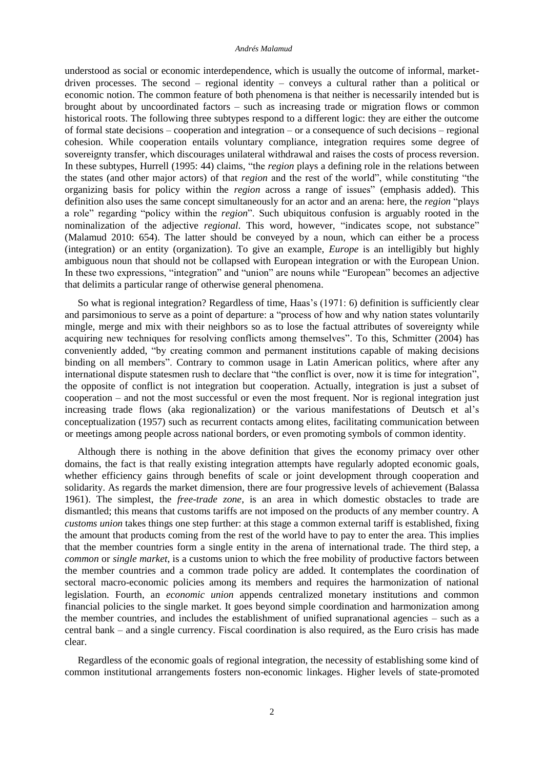understood as social or economic interdependence, which is usually the outcome of informal, market-driven processes. The second – regional identity – conveys a cultural rather than a political or economic notion. The common feature of both phenomena is that neither is necessarily intended but is brought about by uncoordinated factors – such as increasing trade or migration flows or common historical roots. The following three subtypes respond to a different logic: they are either the outcome of formal state decisions – cooperation and integration – or a consequence of such decisions – regional cohesion. While cooperation entails voluntary compliance, integration requires some degree of sovereignty transfer, which discourages unilateral withdrawal and raises the costs of process reversion. In these subtypes, Hurrell (1995: 44) claims, "the *region* plays a defining role in the relations between the states (and other major actors) of that *region* and the rest of the world", while constituting "the organizing basis for policy within the *region* across a range of issues" (emphasis added). This definition also uses the same concept simultaneously for an actor and an arena: here, the *region* "plays a role" regarding "policy within the *region*". Such ubiquitous confusion is arguably rooted in the nominalization of the adjective *regional*. This word, however, "indicates scope, not substance" (Malamud 2010: 654). The latter should be conveyed by a noun, which can either be a process (integration) or an entity (organization). To give an example, *Europe* is an intelligibly but highly ambiguous noun that should not be collapsed with European integration or with the European Union. In these two expressions, "integration" and "union" are nouns while "European" becomes an adjective that delimits a particular range of otherwise general phenomena.

So what is regional integration? Regardless of time, Haas's (1971: 6) definition is sufficiently clear and parsimonious to serve as a point of departure: a "process of how and why nation states voluntarily mingle, merge and mix with their neighbors so as to lose the factual attributes of sovereignty while acquiring new techniques for resolving conflicts among themselves". To this, Schmitter (2004) has conveniently added, "by creating common and permanent institutions capable of making decisions binding on all members". Contrary to common usage in Latin American politics, where after any international dispute statesmen rush to declare that "the conflict is over, now it is time for integration", the opposite of conflict is not integration but cooperation. Actually, integration is just a subset of cooperation – and not the most successful or even the most frequent. Nor is regional integration just increasing trade flows (aka regionalization) or the various manifestations of Deutsch et al's conceptualization (1957) such as recurrent contacts among elites, facilitating communication between or meetings among people across national borders, or even promoting symbols of common identity.

Although there is nothing in the above definition that gives the economy primacy over other domains, the fact is that really existing integration attempts have regularly adopted economic goals, whether efficiency gains through benefits of scale or joint development through cooperation and solidarity. As regards the market dimension, there are four progressive levels of achievement (Balassa 1961). The simplest, the *free-trade zone*, is an area in which domestic obstacles to trade are dismantled; this means that customs tariffs are not imposed on the products of any member country. A *customs union* takes things one step further: at this stage a common external tariff is established, fixing the amount that products coming from the rest of the world have to pay to enter the area. This implies that the member countries form a single entity in the arena of international trade. The third step, a *common* or *single market*, is a customs union to which the free mobility of productive factors between the member countries and a common trade policy are added. It contemplates the coordination of sectoral macro-economic policies among its members and requires the harmonization of national legislation. Fourth, an *economic union* appends centralized monetary institutions and common financial policies to the single market. It goes beyond simple coordination and harmonization among the member countries, and includes the establishment of unified supranational agencies – such as a central bank – and a single currency. Fiscal coordination is also required, as the Euro crisis has made clear.

Regardless of the economic goals of regional integration, the necessity of establishing some kind of common institutional arrangements fosters non-economic linkages. Higher levels of state-promoted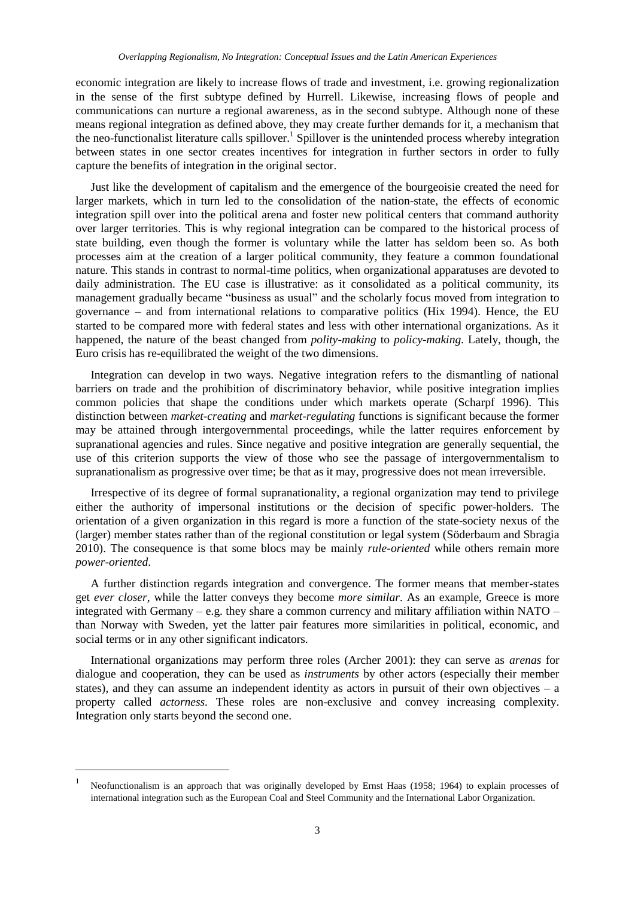economic integration are likely to increase flows of trade and investment, i.e. growing regionalization in the sense of the first subtype defined by Hurrell. Likewise, increasing flows of people and communications can nurture a regional awareness, as in the second subtype. Although none of these means regional integration as defined above, they may create further demands for it, a mechanism that the neo-functionalist literature calls spillover.[1] Spillover is the unintended process whereby integration between states in one sector creates incentives for integration in further sectors in order to fully capture the benefits of integration in the original sector.

Just like the development of capitalism and the emergence of the bourgeoisie created the need for larger markets, which in turn led to the consolidation of the nation-state, the effects of economic integration spill over into the political arena and foster new political centers that command authority over larger territories. This is why regional integration can be compared to the historical process of state building, even though the former is voluntary while the latter has seldom been so. As both processes aim at the creation of a larger political community, they feature a common foundational nature. This stands in contrast to normal-time politics, when organizational apparatuses are devoted to daily administration. The EU case is illustrative: as it consolidated as a political community, its management gradually became "business as usual" and the scholarly focus moved from integration to governance – and from international relations to comparative politics (Hix 1994). Hence, the EU started to be compared more with federal states and less with other international organizations. As it happened, the nature of the beast changed from *polity-making* to *policy-making*. Lately, though, the Euro crisis has re-equilibrated the weight of the two dimensions.

Integration can develop in two ways. Negative integration refers to the dismantling of national barriers on trade and the prohibition of discriminatory behavior, while positive integration implies common policies that shape the conditions under which markets operate (Scharpf 1996). This distinction between *market-creating* and *market-regulating* functions is significant because the former may be attained through intergovernmental proceedings, while the latter requires enforcement by supranational agencies and rules. Since negative and positive integration are generally sequential, the use of this criterion supports the view of those who see the passage of intergovernmentalism to supranationalism as progressive over time; be that as it may, progressive does not mean irreversible.

Irrespective of its degree of formal supranationality, a regional organization may tend to privilege either the authority of impersonal institutions or the decision of specific power-holders. The orientation of a given organization in this regard is more a function of the state-society nexus of the (larger) member states rather than of the regional constitution or legal system (Söderbaum and Sbragia 2010). The consequence is that some blocs may be mainly *rule-oriented* while others remain more *power-oriented*.

A further distinction regards integration and convergence. The former means that member-states get *ever closer*, while the latter conveys they become *more similar*. As an example, Greece is more integrated with Germany – e.g. they share a common currency and military affiliation within NATO – than Norway with Sweden, yet the latter pair features more similarities in political, economic, and social terms or in any other significant indicators.

International organizations may perform three roles (Archer 2001): they can serve as *arenas* for dialogue and cooperation, they can be used as *instruments* by other actors (especially their member states), and they can assume an independent identity as actors in pursuit of their own objectives – a property called *actorness*. These roles are non-exclusive and convey increasing complexity. Integration only starts beyond the second one.

---

[1] Neofunctionalism is an approach that was originally developed by Ernst Haas (1958; 1964) to explain processes of international integration such as the European Coal and Steel Community and the International Labor Organization.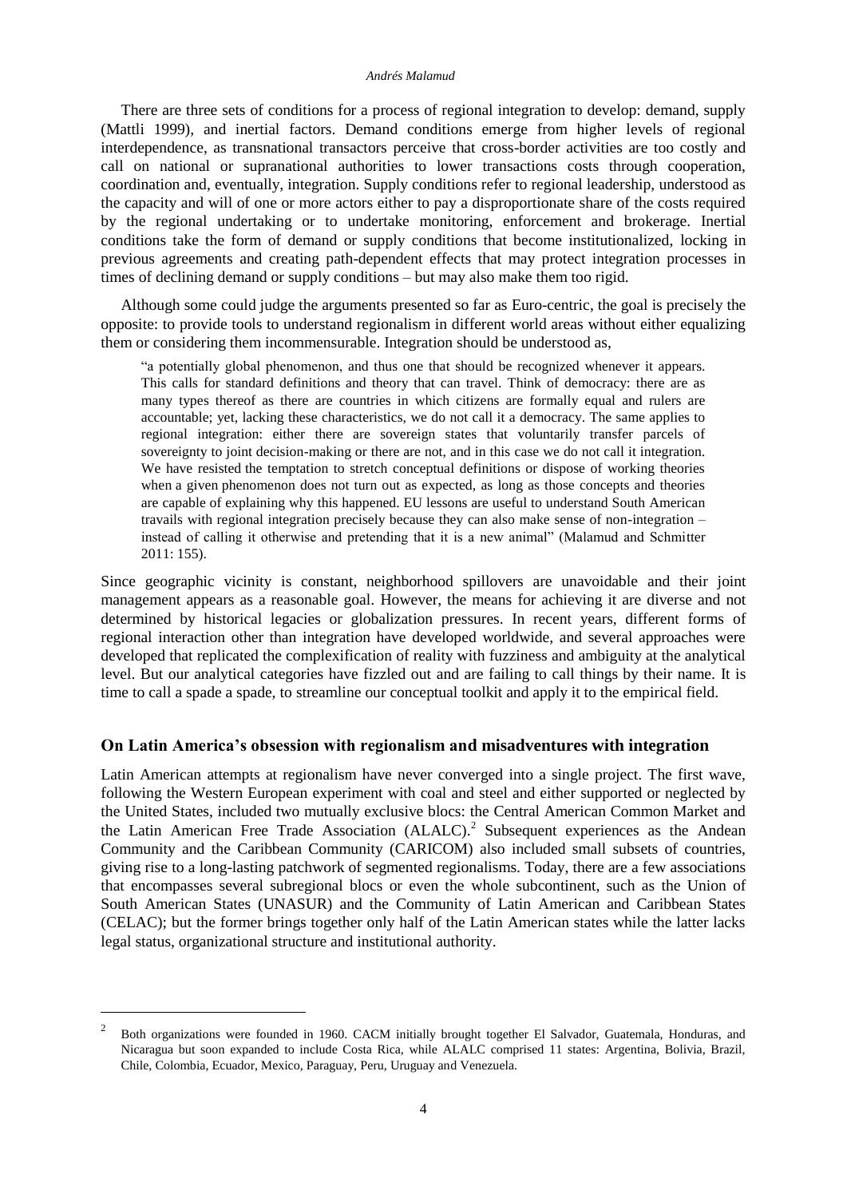There are three sets of conditions for a process of regional integration to develop: demand, supply (Mattli 1999), and inertial factors. Demand conditions emerge from higher levels of regional interdependence, as transnational transactors perceive that cross-border activities are too costly and call on national or supranational authorities to lower transactions costs through cooperation, coordination and, eventually, integration. Supply conditions refer to regional leadership, understood as the capacity and will of one or more actors either to pay a disproportionate share of the costs required by the regional undertaking or to undertake monitoring, enforcement and brokerage. Inertial conditions take the form of demand or supply conditions that become institutionalized, locking in previous agreements and creating path-dependent effects that may protect integration processes in times of declining demand or supply conditions – but may also make them too rigid.

Although some could judge the arguments presented so far as Euro-centric, the goal is precisely the opposite: to provide tools to understand regionalism in different world areas without either equalizing them or considering them incommensurable. Integration should be understood as,

> "a potentially global phenomenon, and thus one that should be recognized whenever it appears. This calls for standard definitions and theory that can travel. Think of democracy: there are as many types thereof as there are countries in which citizens are formally equal and rulers are accountable; yet, lacking these characteristics, we do not call it a democracy. The same applies to regional integration: either there are sovereign states that voluntarily transfer parcels of sovereignty to joint decision-making or there are not, and in this case we do not call it integration. We have resisted the temptation to stretch conceptual definitions or dispose of working theories when a given phenomenon does not turn out as expected, as long as those concepts and theories are capable of explaining why this happened. EU lessons are useful to understand South American travails with regional integration precisely because they can also make sense of non-integration – instead of calling it otherwise and pretending that it is a new animal" (Malamud and Schmitter 2011: 155).

Since geographic vicinity is constant, neighborhood spillovers are unavoidable and their joint management appears as a reasonable goal. However, the means for achieving it are diverse and not determined by historical legacies or globalization pressures. In recent years, different forms of regional interaction other than integration have developed worldwide, and several approaches were developed that replicated the complexification of reality with fuzziness and ambiguity at the analytical level. But our analytical categories have fizzled out and are failing to call things by their name. It is time to call a spade a spade, to streamline our conceptual toolkit and apply it to the empirical field.

## On Latin America's obsession with regionalism and misadventures with integration

Latin American attempts at regionalism have never converged into a single project. The first wave, following the Western European experiment with coal and steel and either supported or neglected by the United States, included two mutually exclusive blocs: the Central American Common Market and the Latin American Free Trade Association (ALALC).[2] Subsequent experiences as the Andean Community and the Caribbean Community (CARICOM) also included small subsets of countries, giving rise to a long-lasting patchwork of segmented regionalisms. Today, there are a few associations that encompasses several subregional blocs or even the whole subcontinent, such as the Union of South American States (UNASUR) and the Community of Latin American and Caribbean States (CELAC); but the former brings together only half of the Latin American states while the latter lacks legal status, organizational structure and institutional authority.

[2] Both organizations were founded in 1960. CACM initially brought together El Salvador, Guatemala, Honduras, and Nicaragua but soon expanded to include Costa Rica, while ALALC comprised 11 states: Argentina, Bolivia, Brazil, Chile, Colombia, Ecuador, Mexico, Paraguay, Peru, Uruguay and Venezuela.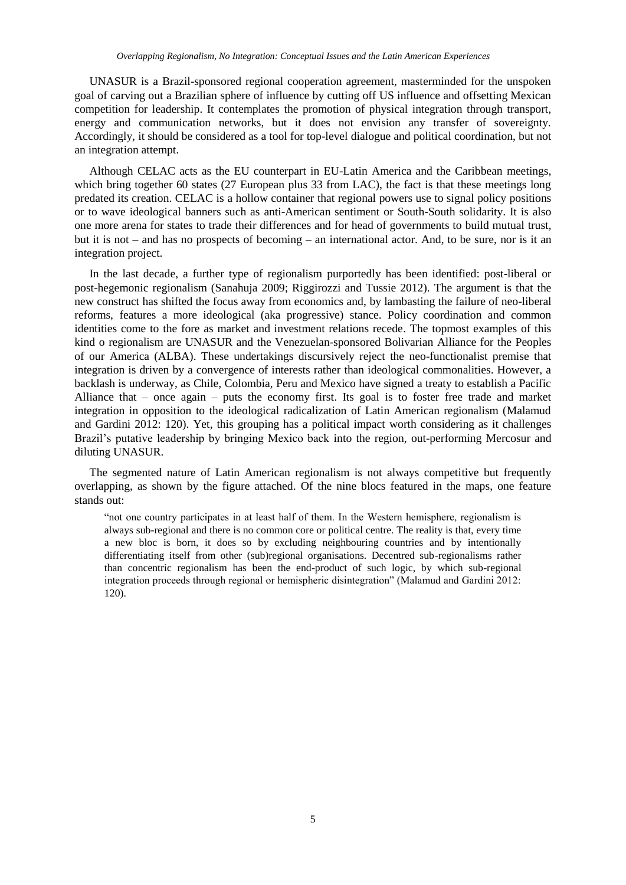UNASUR is a Brazil-sponsored regional cooperation agreement, masterminded for the unspoken goal of carving out a Brazilian sphere of influence by cutting off US influence and offsetting Mexican competition for leadership. It contemplates the promotion of physical integration through transport, energy and communication networks, but it does not envision any transfer of sovereignty. Accordingly, it should be considered as a tool for top-level dialogue and political coordination, but not an integration attempt.

Although CELAC acts as the EU counterpart in EU-Latin America and the Caribbean meetings, which bring together 60 states (27 European plus 33 from LAC), the fact is that these meetings long predated its creation. CELAC is a hollow container that regional powers use to signal policy positions or to wave ideological banners such as anti-American sentiment or South-South solidarity. It is also one more arena for states to trade their differences and for head of governments to build mutual trust, but it is not – and has no prospects of becoming – an international actor. And, to be sure, nor is it an integration project.

In the last decade, a further type of regionalism purportedly has been identified: post-liberal or post-hegemonic regionalism (Sanahuja 2009; Riggirozzi and Tussie 2012). The argument is that the new construct has shifted the focus away from economics and, by lambasting the failure of neo-liberal reforms, features a more ideological (aka progressive) stance. Policy coordination and common identities come to the fore as market and investment relations recede. The topmost examples of this kind o regionalism are UNASUR and the Venezuelan-sponsored Bolivarian Alliance for the Peoples of our America (ALBA). These undertakings discursively reject the neo-functionalist premise that integration is driven by a convergence of interests rather than ideological commonalities. However, a backlash is underway, as Chile, Colombia, Peru and Mexico have signed a treaty to establish a Pacific Alliance that – once again – puts the economy first. Its goal is to foster free trade and market integration in opposition to the ideological radicalization of Latin American regionalism (Malamud and Gardini 2012: 120). Yet, this grouping has a political impact worth considering as it challenges Brazil's putative leadership by bringing Mexico back into the region, out-performing Mercosur and diluting UNASUR.

The segmented nature of Latin American regionalism is not always competitive but frequently overlapping, as shown by the figure attached. Of the nine blocs featured in the maps, one feature stands out:

> "not one country participates in at least half of them. In the Western hemisphere, regionalism is always sub-regional and there is no common core or political centre. The reality is that, every time a new bloc is born, it does so by excluding neighbouring countries and by intentionally differentiating itself from other (sub)regional organisations. Decentred sub-regionalisms rather than concentric regionalism has been the end-product of such logic, by which sub-regional integration proceeds through regional or hemispheric disintegration" (Malamud and Gardini 2012: 120).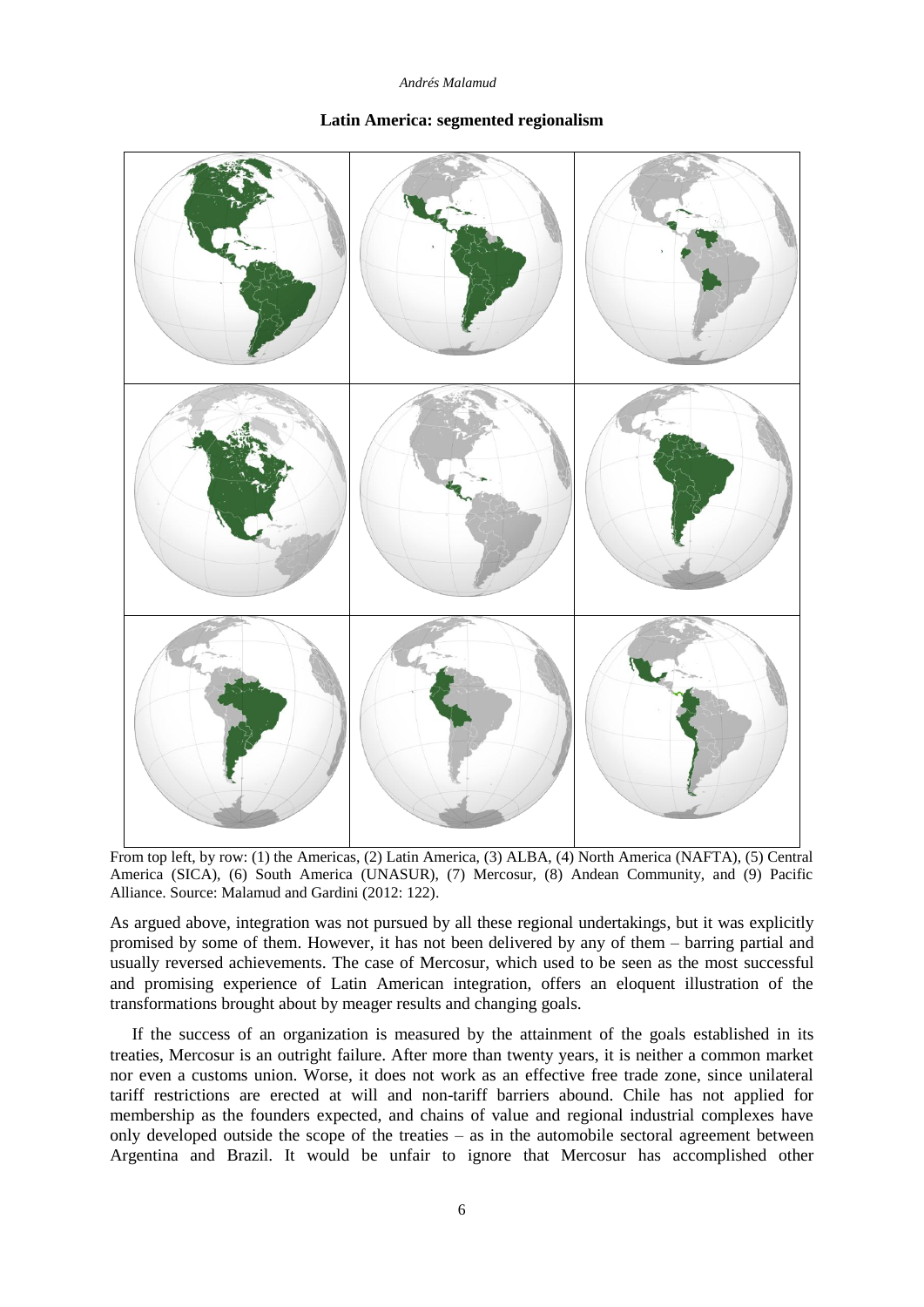**Latin America: segmented regionalism**

From top left, by row: (1) the Americas, (2) Latin America, (3) ALBA, (4) North America (NAFTA), (5) Central America (SICA), (6) South America (UNASUR), (7) Mercosur, (8) Andean Community, and (9) Pacific Alliance. Source: Malamud and Gardini (2012: 122).

As argued above, integration was not pursued by all these regional undertakings, but it was explicitly promised by some of them. However, it has not been delivered by any of them – barring partial and usually reversed achievements. The case of Mercosur, which used to be seen as the most successful and promising experience of Latin American integration, offers an eloquent illustration of the transformations brought about by meager results and changing goals.

If the success of an organization is measured by the attainment of the goals established in its treaties, Mercosur is an outright failure. After more than twenty years, it is neither a common market nor even a customs union. Worse, it does not work as an effective free trade zone, since unilateral tariff restrictions are erected at will and non-tariff barriers abound. Chile has not applied for membership as the founders expected, and chains of value and regional industrial complexes have only developed outside the scope of the treaties – as in the automobile sectoral agreement between Argentina and Brazil. It would be unfair to ignore that Mercosur has accomplished other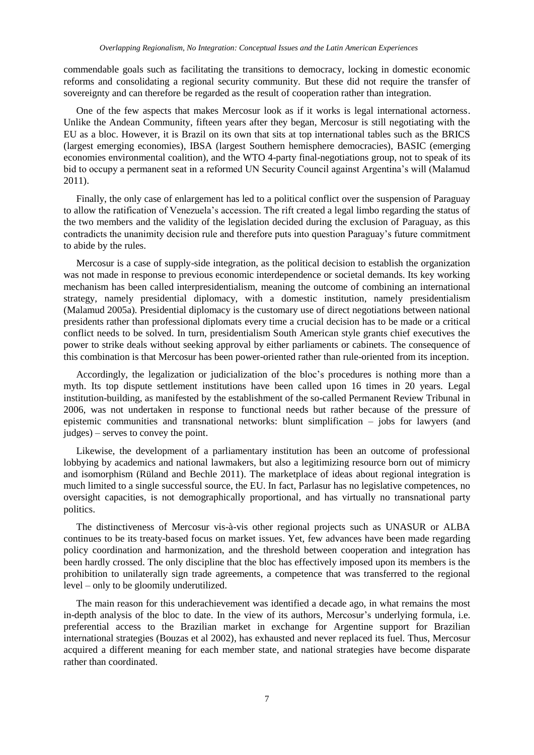commendable goals such as facilitating the transitions to democracy, locking in domestic economic reforms and consolidating a regional security community. But these did not require the transfer of sovereignty and can therefore be regarded as the result of cooperation rather than integration.

One of the few aspects that makes Mercosur look as if it works is legal international actorness. Unlike the Andean Community, fifteen years after they began, Mercosur is still negotiating with the EU as a bloc. However, it is Brazil on its own that sits at top international tables such as the BRICS (largest emerging economies), IBSA (largest Southern hemisphere democracies), BASIC (emerging economies environmental coalition), and the WTO 4-party final-negotiations group, not to speak of its bid to occupy a permanent seat in a reformed UN Security Council against Argentina's will (Malamud 2011).

Finally, the only case of enlargement has led to a political conflict over the suspension of Paraguay to allow the ratification of Venezuela's accession. The rift created a legal limbo regarding the status of the two members and the validity of the legislation decided during the exclusion of Paraguay, as this contradicts the unanimity decision rule and therefore puts into question Paraguay's future commitment to abide by the rules.

Mercosur is a case of supply-side integration, as the political decision to establish the organization was not made in response to previous economic interdependence or societal demands. Its key working mechanism has been called interpresidentialism, meaning the outcome of combining an international strategy, namely presidential diplomacy, with a domestic institution, namely presidentialism (Malamud 2005a). Presidential diplomacy is the customary use of direct negotiations between national presidents rather than professional diplomats every time a crucial decision has to be made or a critical conflict needs to be solved. In turn, presidentialism South American style grants chief executives the power to strike deals without seeking approval by either parliaments or cabinets. The consequence of this combination is that Mercosur has been power-oriented rather than rule-oriented from its inception.

Accordingly, the legalization or judicialization of the bloc's procedures is nothing more than a myth. Its top dispute settlement institutions have been called upon 16 times in 20 years. Legal institution-building, as manifested by the establishment of the so-called Permanent Review Tribunal in 2006, was not undertaken in response to functional needs but rather because of the pressure of epistemic communities and transnational networks: blunt simplification – jobs for lawyers (and judges) – serves to convey the point.

Likewise, the development of a parliamentary institution has been an outcome of professional lobbying by academics and national lawmakers, but also a legitimizing resource born out of mimicry and isomorphism (Rüland and Bechle 2011). The marketplace of ideas about regional integration is much limited to a single successful source, the EU. In fact, Parlasur has no legislative competences, no oversight capacities, is not demographically proportional, and has virtually no transnational party politics.

The distinctiveness of Mercosur vis-à-vis other regional projects such as UNASUR or ALBA continues to be its treaty-based focus on market issues. Yet, few advances have been made regarding policy coordination and harmonization, and the threshold between cooperation and integration has been hardly crossed. The only discipline that the bloc has effectively imposed upon its members is the prohibition to unilaterally sign trade agreements, a competence that was transferred to the regional level – only to be gloomily underutilized.

The main reason for this underachievement was identified a decade ago, in what remains the most in-depth analysis of the bloc to date. In the view of its authors, Mercosur's underlying formula, i.e. preferential access to the Brazilian market in exchange for Argentine support for Brazilian international strategies (Bouzas et al 2002), has exhausted and never replaced its fuel. Thus, Mercosur acquired a different meaning for each member state, and national strategies have become disparate rather than coordinated.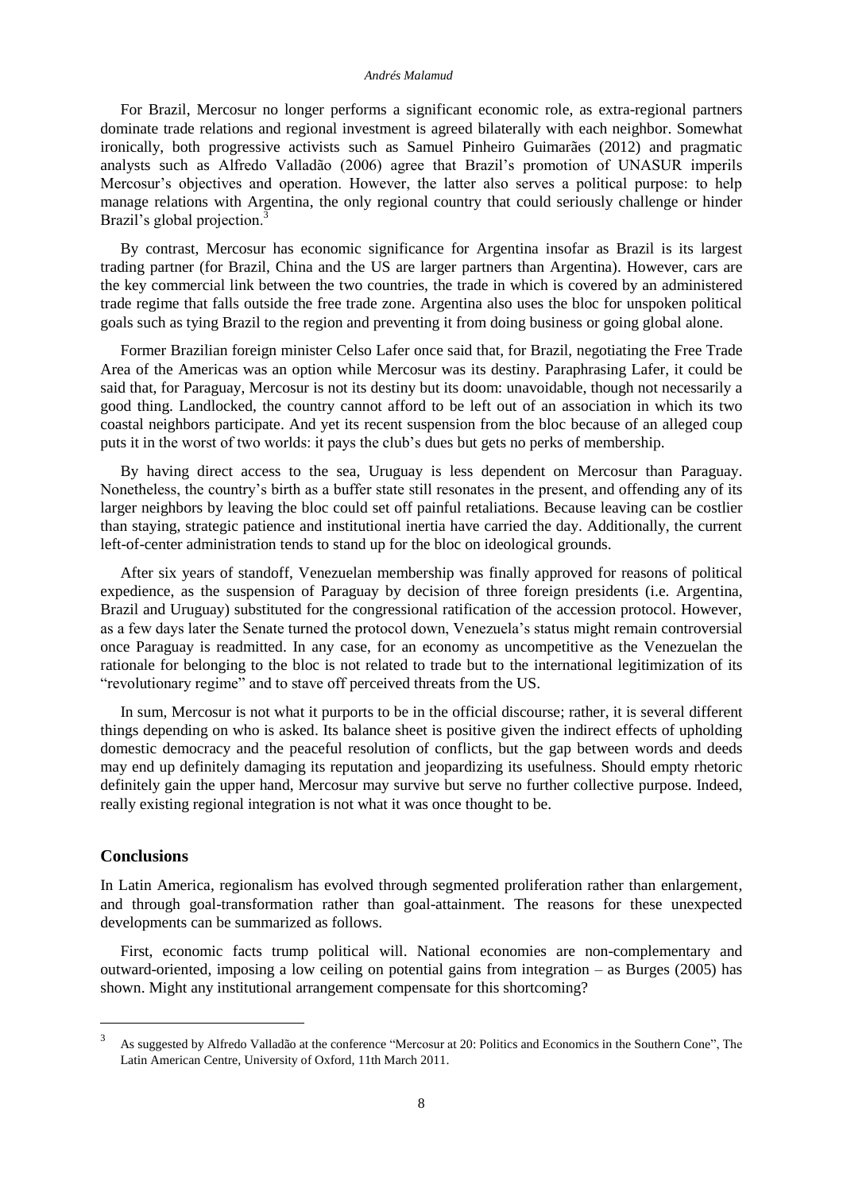For Brazil, Mercosur no longer performs a significant economic role, as extra-regional partners dominate trade relations and regional investment is agreed bilaterally with each neighbor. Somewhat ironically, both progressive activists such as Samuel Pinheiro Guimarães (2012) and pragmatic analysts such as Alfredo Valladão (2006) agree that Brazil's promotion of UNASUR imperils Mercosur's objectives and operation. However, the latter also serves a political purpose: to help manage relations with Argentina, the only regional country that could seriously challenge or hinder Brazil's global projection.[3]

By contrast, Mercosur has economic significance for Argentina insofar as Brazil is its largest trading partner (for Brazil, China and the US are larger partners than Argentina). However, cars are the key commercial link between the two countries, the trade in which is covered by an administered trade regime that falls outside the free trade zone. Argentina also uses the bloc for unspoken political goals such as tying Brazil to the region and preventing it from doing business or going global alone.

Former Brazilian foreign minister Celso Lafer once said that, for Brazil, negotiating the Free Trade Area of the Americas was an option while Mercosur was its destiny. Paraphrasing Lafer, it could be said that, for Paraguay, Mercosur is not its destiny but its doom: unavoidable, though not necessarily a good thing. Landlocked, the country cannot afford to be left out of an association in which its two coastal neighbors participate. And yet its recent suspension from the bloc because of an alleged coup puts it in the worst of two worlds: it pays the club's dues but gets no perks of membership.

By having direct access to the sea, Uruguay is less dependent on Mercosur than Paraguay. Nonetheless, the country's birth as a buffer state still resonates in the present, and offending any of its larger neighbors by leaving the bloc could set off painful retaliations. Because leaving can be costlier than staying, strategic patience and institutional inertia have carried the day. Additionally, the current left-of-center administration tends to stand up for the bloc on ideological grounds.

After six years of standoff, Venezuelan membership was finally approved for reasons of political expedience, as the suspension of Paraguay by decision of three foreign presidents (i.e. Argentina, Brazil and Uruguay) substituted for the congressional ratification of the accession protocol. However, as a few days later the Senate turned the protocol down, Venezuela's status might remain controversial once Paraguay is readmitted. In any case, for an economy as uncompetitive as the Venezuelan the rationale for belonging to the bloc is not related to trade but to the international legitimization of its "revolutionary regime" and to stave off perceived threats from the US.

In sum, Mercosur is not what it purports to be in the official discourse; rather, it is several different things depending on who is asked. Its balance sheet is positive given the indirect effects of upholding domestic democracy and the peaceful resolution of conflicts, but the gap between words and deeds may end up definitely damaging its reputation and jeopardizing its usefulness. Should empty rhetoric definitely gain the upper hand, Mercosur may survive but serve no further collective purpose. Indeed, really existing regional integration is not what it was once thought to be.

## Conclusions

In Latin America, regionalism has evolved through segmented proliferation rather than enlargement, and through goal-transformation rather than goal-attainment. The reasons for these unexpected developments can be summarized as follows.

First, economic facts trump political will. National economies are non-complementary and outward-oriented, imposing a low ceiling on potential gains from integration – as Burges (2005) has shown. Might any institutional arrangement compensate for this shortcoming?

[3] As suggested by Alfredo Valladão at the conference "Mercosur at 20: Politics and Economics in the Southern Cone", The Latin American Centre, University of Oxford, 11th March 2011.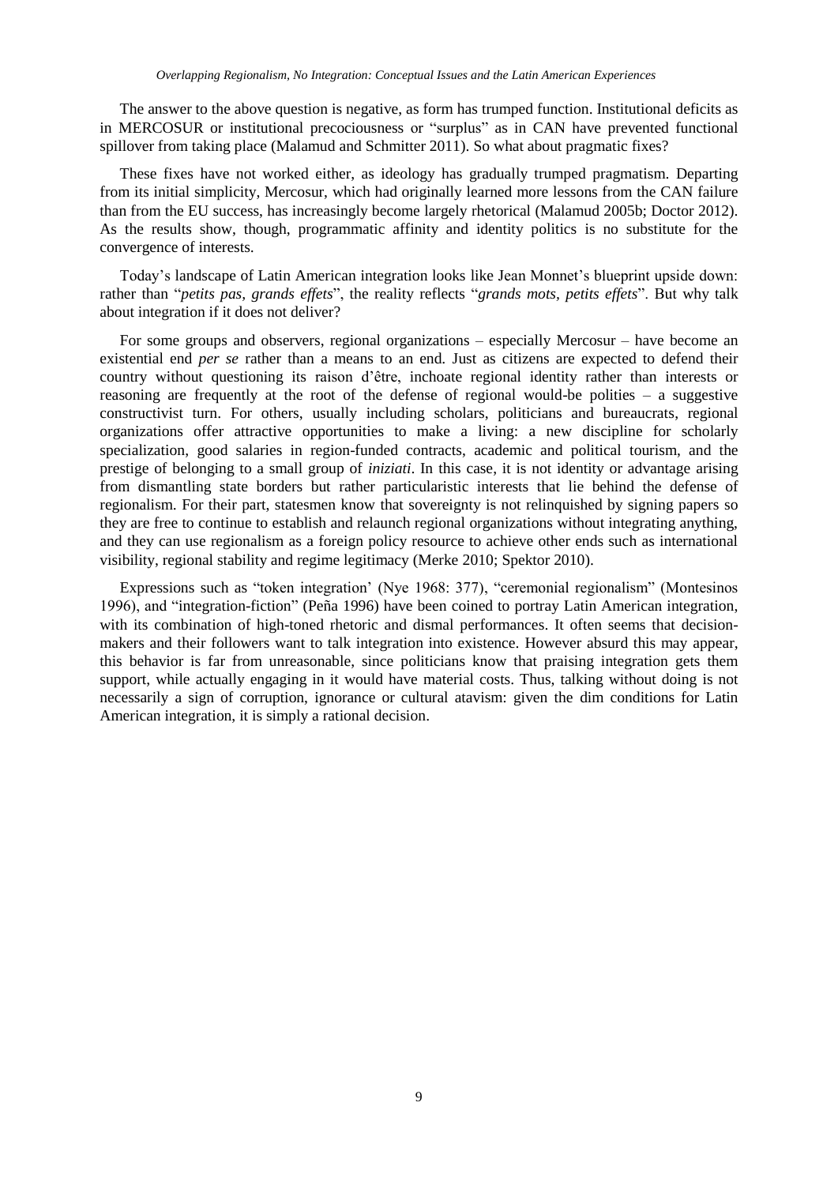The answer to the above question is negative, as form has trumped function. Institutional deficits as in MERCOSUR or institutional precociousness or "surplus" as in CAN have prevented functional spillover from taking place (Malamud and Schmitter 2011). So what about pragmatic fixes?

These fixes have not worked either, as ideology has gradually trumped pragmatism. Departing from its initial simplicity, Mercosur, which had originally learned more lessons from the CAN failure than from the EU success, has increasingly become largely rhetorical (Malamud 2005b; Doctor 2012). As the results show, though, programmatic affinity and identity politics is no substitute for the convergence of interests.

Today's landscape of Latin American integration looks like Jean Monnet's blueprint upside down: rather than "*petits pas, grands effets*", the reality reflects "*grands mots, petits effets*". But why talk about integration if it does not deliver?

For some groups and observers, regional organizations – especially Mercosur – have become an existential end *per se* rather than a means to an end. Just as citizens are expected to defend their country without questioning its raison d'être, inchoate regional identity rather than interests or reasoning are frequently at the root of the defense of regional would-be polities – a suggestive constructivist turn. For others, usually including scholars, politicians and bureaucrats, regional organizations offer attractive opportunities to make a living: a new discipline for scholarly specialization, good salaries in region-funded contracts, academic and political tourism, and the prestige of belonging to a small group of *iniziati*. In this case, it is not identity or advantage arising from dismantling state borders but rather particularistic interests that lie behind the defense of regionalism. For their part, statesmen know that sovereignty is not relinquished by signing papers so they are free to continue to establish and relaunch regional organizations without integrating anything, and they can use regionalism as a foreign policy resource to achieve other ends such as international visibility, regional stability and regime legitimacy (Merke 2010; Spektor 2010).

Expressions such as "token integration' (Nye 1968: 377), "ceremonial regionalism" (Montesinos 1996), and "integration-fiction" (Peña 1996) have been coined to portray Latin American integration, with its combination of high-toned rhetoric and dismal performances. It often seems that decision-makers and their followers want to talk integration into existence. However absurd this may appear, this behavior is far from unreasonable, since politicians know that praising integration gets them support, while actually engaging in it would have material costs. Thus, talking without doing is not necessarily a sign of corruption, ignorance or cultural atavism: given the dim conditions for Latin American integration, it is simply a rational decision.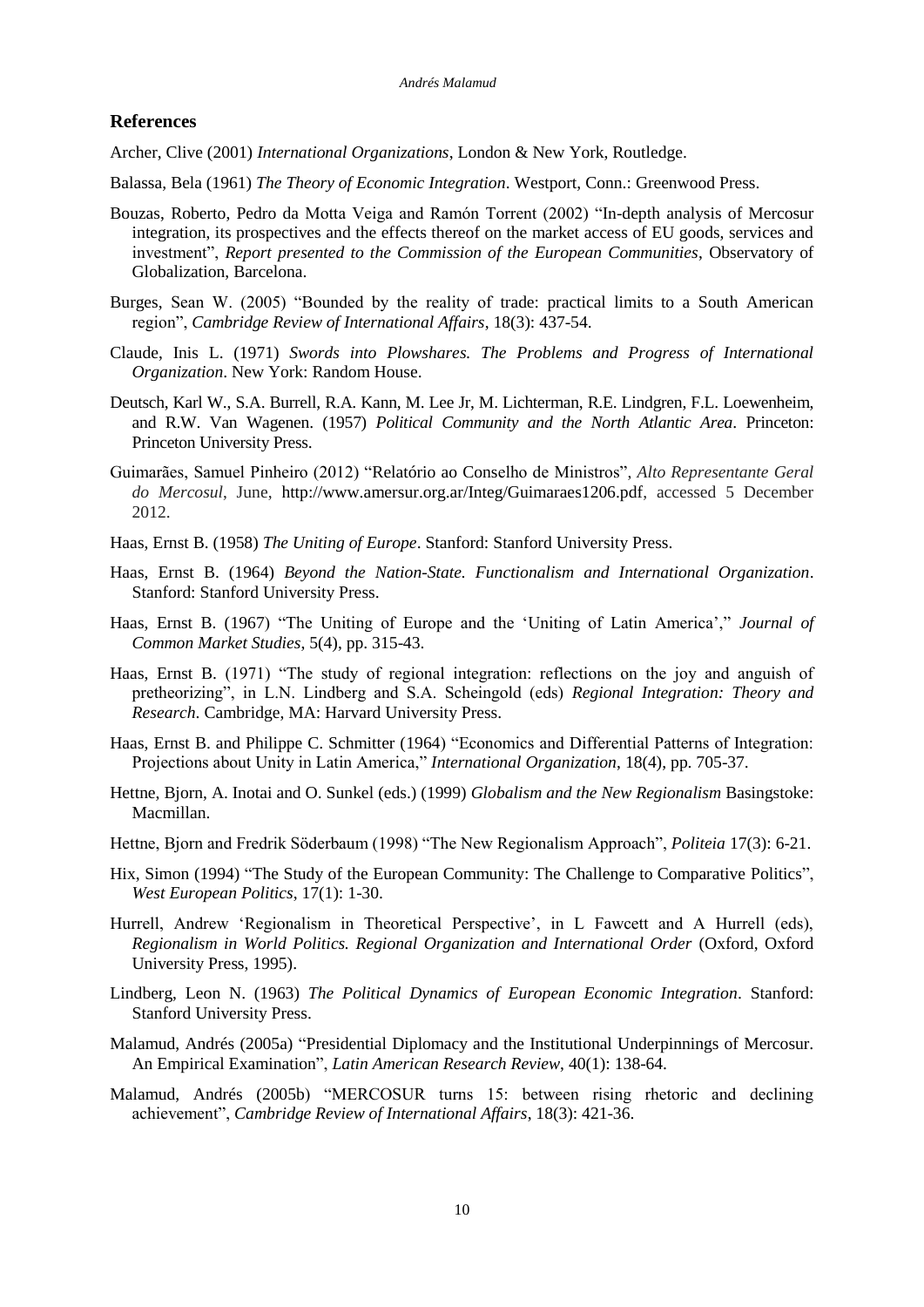## References

Archer, Clive (2001) *International Organizations*, London & New York, Routledge.

Balassa, Bela (1961) *The Theory of Economic Integration*. Westport, Conn.: Greenwood Press.

Bouzas, Roberto, Pedro da Motta Veiga and Ramón Torrent (2002) "In-depth analysis of Mercosur integration, its prospectives and the effects thereof on the market access of EU goods, services and investment", *Report presented to the Commission of the European Communities*, Observatory of Globalization, Barcelona.

Burges, Sean W. (2005) "Bounded by the reality of trade: practical limits to a South American region", *Cambridge Review of International Affairs*, 18(3): 437-54.

Claude, Inis L. (1971) *Swords into Plowshares. The Problems and Progress of International Organization*. New York: Random House.

Deutsch, Karl W., S.A. Burrell, R.A. Kann, M. Lee Jr, M. Lichterman, R.E. Lindgren, F.L. Loewenheim, and R.W. Van Wagenen. (1957) *Political Community and the North Atlantic Area*. Princeton: Princeton University Press.

Guimarães, Samuel Pinheiro (2012) "Relatório ao Conselho de Ministros", *Alto Representante Geral do Mercosul*, June, http://www.amersur.org.ar/Integ/Guimaraes1206.pdf, accessed 5 December 2012.

Haas, Ernst B. (1958) *The Uniting of Europe*. Stanford: Stanford University Press.

Haas, Ernst B. (1964) *Beyond the Nation-State. Functionalism and International Organization*. Stanford: Stanford University Press.

Haas, Ernst B. (1967) "The Uniting of Europe and the 'Uniting of Latin America'," *Journal of Common Market Studies*, 5(4), pp. 315-43.

Haas, Ernst B. (1971) "The study of regional integration: reflections on the joy and anguish of pretheorizing", in L.N. Lindberg and S.A. Scheingold (eds) *Regional Integration: Theory and Research*. Cambridge, MA: Harvard University Press.

Haas, Ernst B. and Philippe C. Schmitter (1964) "Economics and Differential Patterns of Integration: Projections about Unity in Latin America," *International Organization*, 18(4), pp. 705-37.

Hettne, Bjorn, A. Inotai and O. Sunkel (eds.) (1999) *Globalism and the New Regionalism* Basingstoke: Macmillan.

Hettne, Bjorn and Fredrik Söderbaum (1998) "The New Regionalism Approach", *Politeia* 17(3): 6-21.

Hix, Simon (1994) "The Study of the European Community: The Challenge to Comparative Politics", *West European Politics*, 17(1): 1-30.

Hurrell, Andrew 'Regionalism in Theoretical Perspective', in L Fawcett and A Hurrell (eds), *Regionalism in World Politics. Regional Organization and International Order* (Oxford, Oxford University Press, 1995).

Lindberg, Leon N. (1963) *The Political Dynamics of European Economic Integration*. Stanford: Stanford University Press.

Malamud, Andrés (2005a) "Presidential Diplomacy and the Institutional Underpinnings of Mercosur. An Empirical Examination", *Latin American Research Review*, 40(1): 138-64.

Malamud, Andrés (2005b) "MERCOSUR turns 15: between rising rhetoric and declining achievement", *Cambridge Review of International Affairs*, 18(3): 421-36.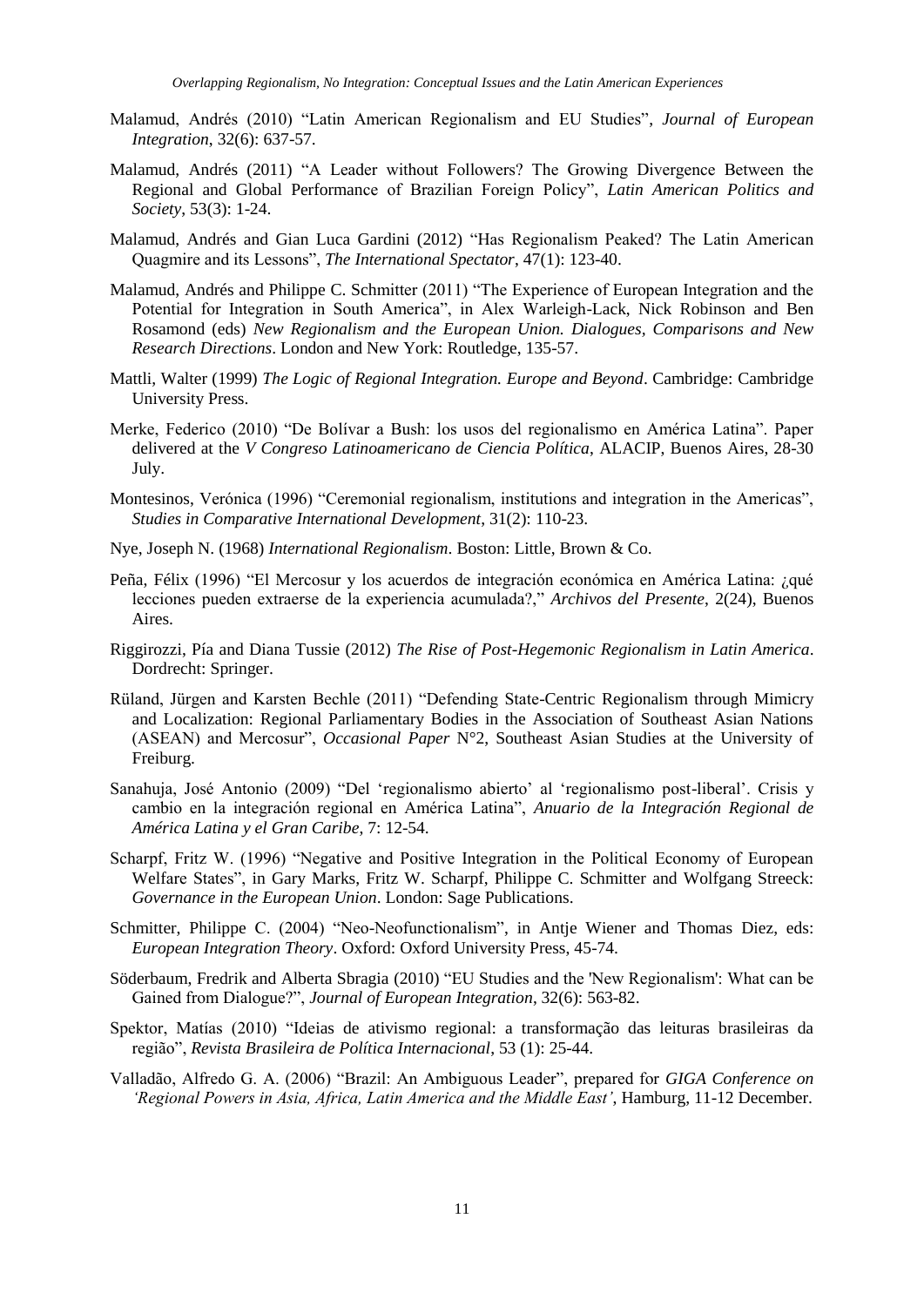Malamud, Andrés (2010) "Latin American Regionalism and EU Studies", *Journal of European Integration*, 32(6): 637-57.

Malamud, Andrés (2011) "A Leader without Followers? The Growing Divergence Between the Regional and Global Performance of Brazilian Foreign Policy", *Latin American Politics and Society*, 53(3): 1-24.

Malamud, Andrés and Gian Luca Gardini (2012) "Has Regionalism Peaked? The Latin American Quagmire and its Lessons", *The International Spectator*, 47(1): 123-40.

Malamud, Andrés and Philippe C. Schmitter (2011) "The Experience of European Integration and the Potential for Integration in South America", in Alex Warleigh-Lack, Nick Robinson and Ben Rosamond (eds) *New Regionalism and the European Union. Dialogues, Comparisons and New Research Directions*. London and New York: Routledge, 135-57.

Mattli, Walter (1999) *The Logic of Regional Integration. Europe and Beyond*. Cambridge: Cambridge University Press.

Merke, Federico (2010) "De Bolívar a Bush: los usos del regionalismo en América Latina". Paper delivered at the *V Congreso Latinoamericano de Ciencia Política*, ALACIP, Buenos Aires, 28-30 July.

Montesinos, Verónica (1996) "Ceremonial regionalism, institutions and integration in the Americas", *Studies in Comparative International Development*, 31(2): 110-23.

Nye, Joseph N. (1968) *International Regionalism*. Boston: Little, Brown & Co.

Peña, Félix (1996) "El Mercosur y los acuerdos de integración económica en América Latina: ¿qué lecciones pueden extraerse de la experiencia acumulada?," *Archivos del Presente*, 2(24), Buenos Aires.

Riggirozzi, Pía and Diana Tussie (2012) *The Rise of Post-Hegemonic Regionalism in Latin America*. Dordrecht: Springer.

Rüland, Jürgen and Karsten Bechle (2011) "Defending State-Centric Regionalism through Mimicry and Localization: Regional Parliamentary Bodies in the Association of Southeast Asian Nations (ASEAN) and Mercosur", *Occasional Paper* N°2, Southeast Asian Studies at the University of Freiburg.

Sanahuja, José Antonio (2009) "Del 'regionalismo abierto' al 'regionalismo post-liberal'. Crisis y cambio en la integración regional en América Latina", *Anuario de la Integración Regional de América Latina y el Gran Caribe*, 7: 12-54.

Scharpf, Fritz W. (1996) "Negative and Positive Integration in the Political Economy of European Welfare States", in Gary Marks, Fritz W. Scharpf, Philippe C. Schmitter and Wolfgang Streeck: *Governance in the European Union*. London: Sage Publications.

Schmitter, Philippe C. (2004) "Neo-Neofunctionalism", in Antje Wiener and Thomas Diez, eds: *European Integration Theory*. Oxford: Oxford University Press, 45-74.

Söderbaum, Fredrik and Alberta Sbragia (2010) "EU Studies and the 'New Regionalism': What can be Gained from Dialogue?", *Journal of European Integration*, 32(6): 563-82.

Spektor, Matías (2010) "Ideias de ativismo regional: a transformação das leituras brasileiras da região", *Revista Brasileira de Política Internacional*, 53 (1): 25-44.

Valladão, Alfredo G. A. (2006) "Brazil: An Ambiguous Leader", prepared for *GIGA Conference on 'Regional Powers in Asia, Africa, Latin America and the Middle East'*, Hamburg, 11-12 December.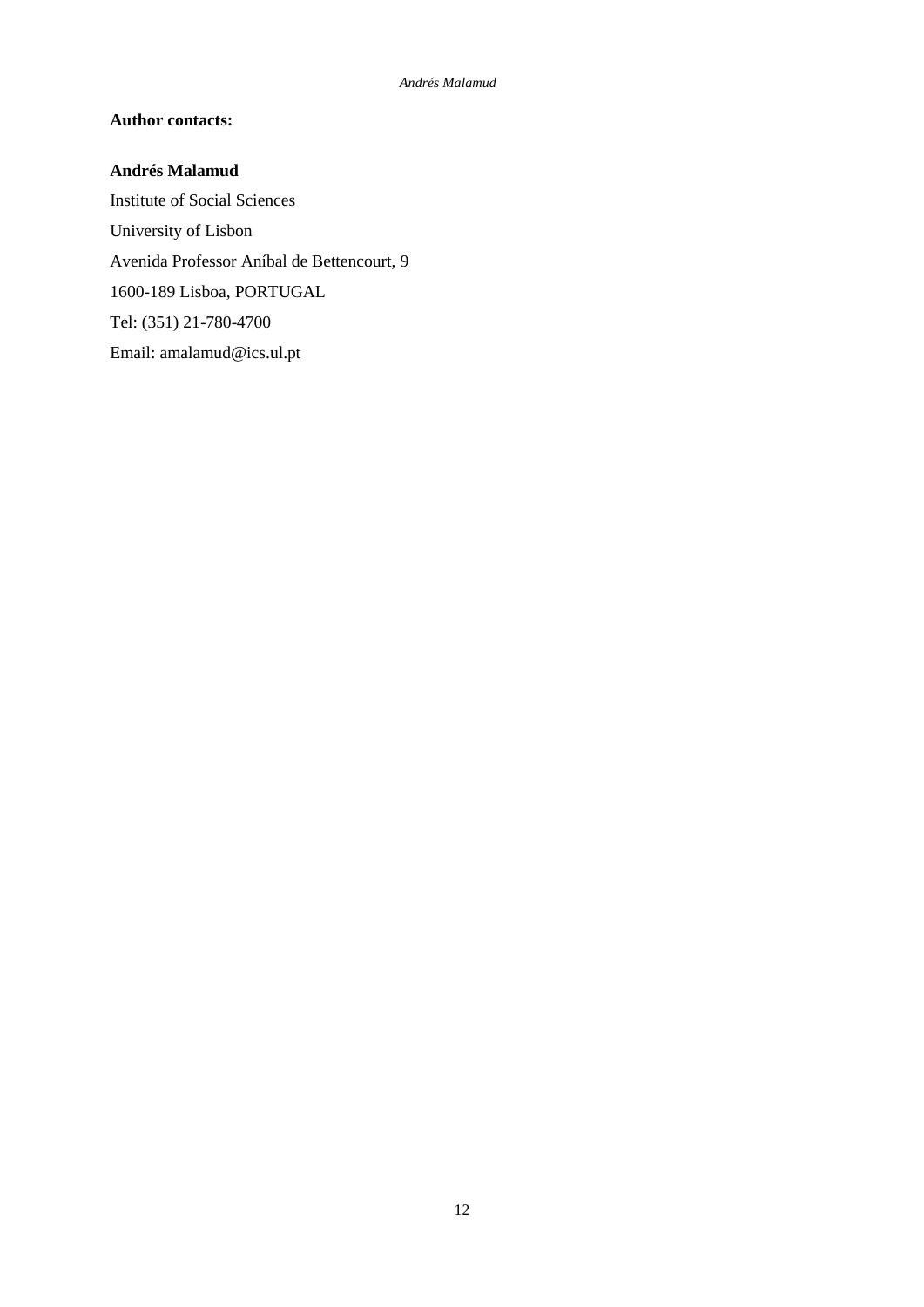**Author contacts:**

**Andrés Malamud**

Institute of Social Sciences

University of Lisbon

Avenida Professor Aníbal de Bettencourt, 9

1600-189 Lisboa, PORTUGAL

Tel: (351) 21-780-4700

Email: amalamud@ics.ul.pt